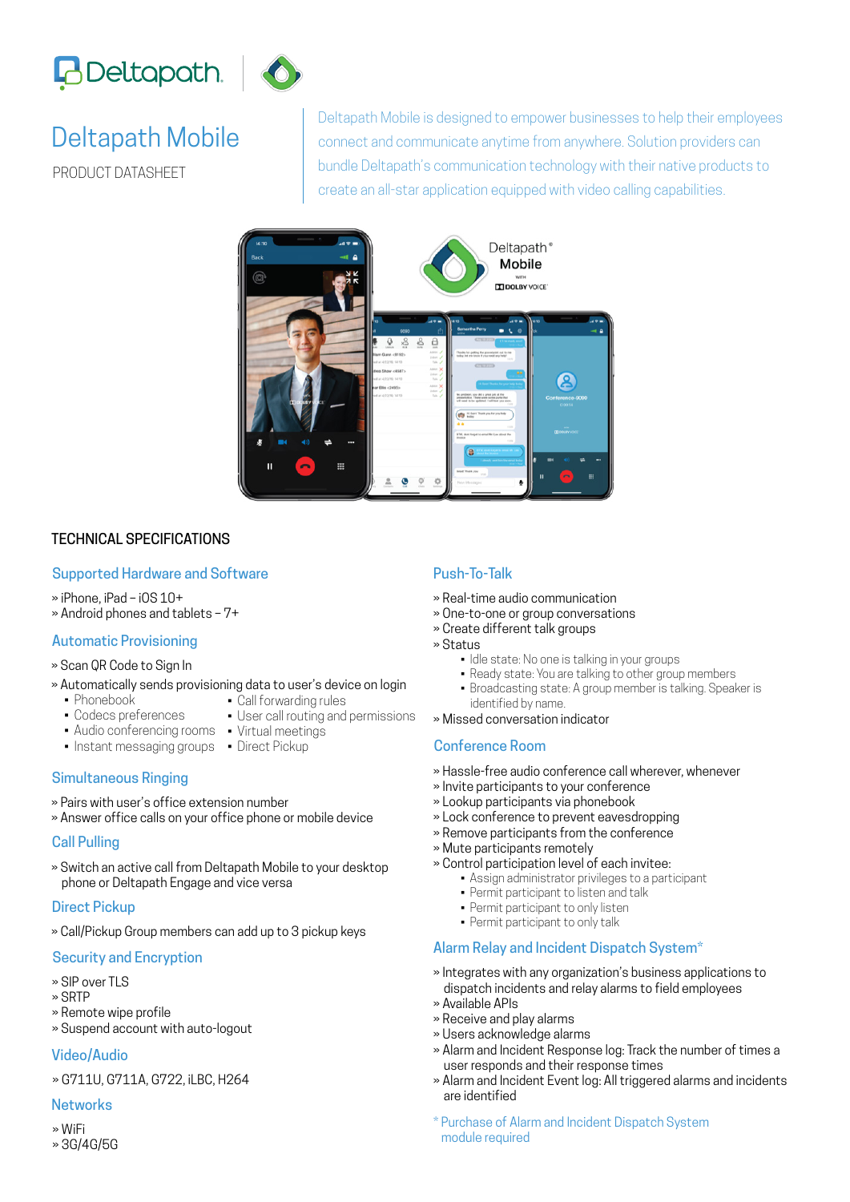# Deltapath Mobile

PRODUCT DATASHEET

Deltapath Mobile is designed to empower businesses to help their employees connect and communicate anytime from anywhere. Solution providers can bundle Deltapath's communication technology with their native products to create an all-star application equipped with video calling capabilities.

## TECHNICAL SPECIFICATIONS

### Supported Hardware and Software

» iPhone, iPad – iOS 10+
» Android phones and tablets – 7+

### Automatic Provisioning

» Scan QR Code to Sign In
» Automatically sends provisioning data to user's device on login

- Phonebook
- Codecs preferences
- Audio conferencing rooms
- Instant messaging groups
- Call forwarding rules
- User call routing and permissions
- Virtual meetings
- Direct Pickup

### Simultaneous Ringing

» Pairs with user's office extension number
» Answer office calls on your office phone or mobile device

### Call Pulling

» Switch an active call from Deltapath Mobile to your desktop phone or Deltapath Engage and vice versa

### Direct Pickup

» Call/Pickup Group members can add up to 3 pickup keys

### Security and Encryption

» SIP over TLS
» SRTP
» Remote wipe profile
» Suspend account with auto-logout

### Video/Audio

» G711U, G711A, G722, iLBC, H264

### Networks

» WiFi
» 3G/4G/5G

### Push-To-Talk

» Real-time audio communication
» One-to-one or group conversations
» Create different talk groups
» Status

- Idle state: No one is talking in your groups
- Ready state: You are talking to other group members
- Broadcasting state: A group member is talking. Speaker is identified by name.

» Missed conversation indicator

### Conference Room

» Hassle-free audio conference call wherever, whenever
» Invite participants to your conference
» Lookup participants via phonebook
» Lock conference to prevent eavesdropping
» Remove participants from the conference
» Mute participants remotely
» Control participation level of each invitee:

- Assign administrator privileges to a participant
- Permit participant to listen and talk
- Permit participant to only listen
- Permit participant to only talk

### Alarm Relay and Incident Dispatch System*

» Integrates with any organization's business applications to dispatch incidents and relay alarms to field employees
» Available APIs
» Receive and play alarms
» Users acknowledge alarms
» Alarm and Incident Response log: Track the number of times a user responds and their response times
» Alarm and Incident Event log: All triggered alarms and incidents are identified

* Purchase of Alarm and Incident Dispatch System module required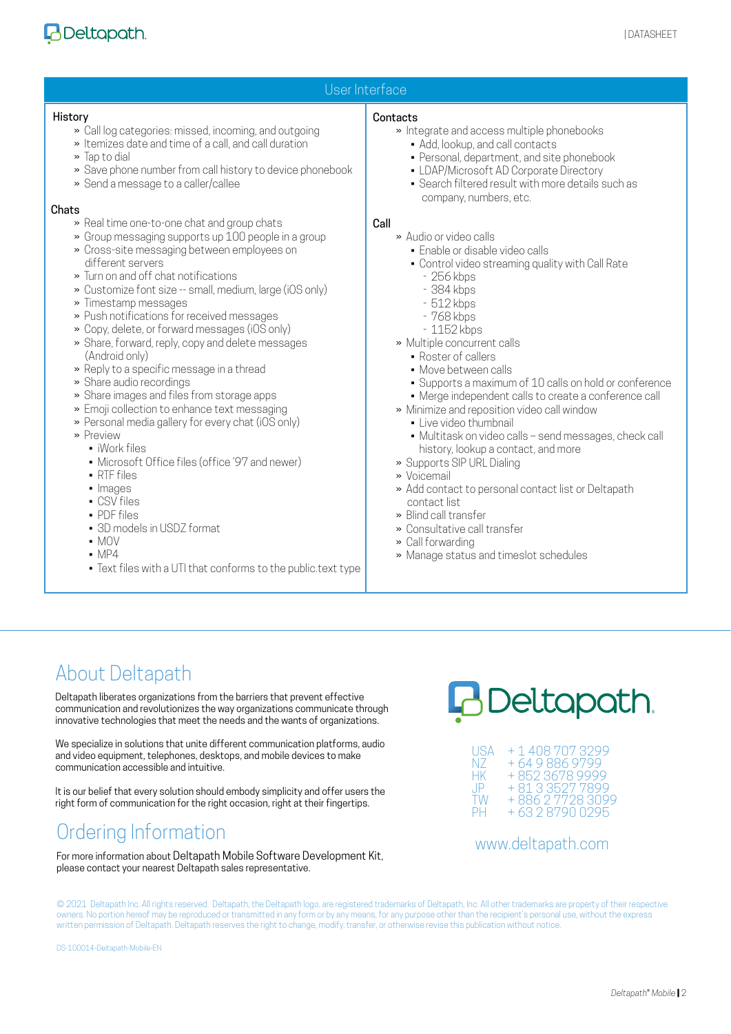## User Interface

### History

- Call log categories: missed, incoming, and outgoing
- Itemizes date and time of a call, and call duration
- Tap to dial
- Save phone number from call history to device phonebook
- Send a message to a caller/callee

### Chats

- Real time one-to-one chat and group chats
- Group messaging supports up 100 people in a group
- Cross-site messaging between employees on different servers
- Turn on and off chat notifications
- Customize font size -- small, medium, large (iOS only)
- Timestamp messages
- Push notifications for received messages
- Copy, delete, or forward messages (iOS only)
- Share, forward, reply, copy and delete messages (Android only)
- Reply to a specific message in a thread
- Share audio recordings
- Share images and files from storage apps
- Emoji collection to enhance text messaging
- Personal media gallery for every chat (iOS only)
- Preview
  - iWork files
  - Microsoft Office files (office '97 and newer)
  - RTF files
  - Images
  - CSV files
  - PDF files
  - 3D models in USDZ format
  - MOV
  - MP4
  - Text files with a UTI that conforms to the public.text type

### Contacts

- Integrate and access multiple phonebooks
  - Add, lookup, and call contacts
  - Personal, department, and site phonebook
  - LDAP/Microsoft AD Corporate Directory
  - Search filtered result with more details such as company, numbers, etc.

### Call

- Audio or video calls
  - Enable or disable video calls
  - Control video streaming quality with Call Rate
    - 256 kbps
    - 384 kbps
    - 512 kbps
    - 768 kbps
    - 1152 kbps
- Multiple concurrent calls
  - Roster of callers
  - Move between calls
  - Supports a maximum of 10 calls on hold or conference
  - Merge independent calls to create a conference call
- Minimize and reposition video call window
  - Live video thumbnail
  - Multitask on video calls – send messages, check call history, lookup a contact, and more
- Supports SIP URL Dialing
- Voicemail
- Add contact to personal contact list or Deltapath contact list
- Blind call transfer
- Consultative call transfer
- Call forwarding
- Manage status and timeslot schedules

## About Deltapath

Deltapath liberates organizations from the barriers that prevent effective communication and revolutionizes the way organizations communicate through innovative technologies that meet the needs and the wants of organizations.

We specialize in solutions that unite different communication platforms, audio and video equipment, telephones, desktops, and mobile devices to make communication accessible and intuitive.

It is our belief that every solution should embody simplicity and offer users the right form of communication for the right occasion, right at their fingertips.

## Ordering Information

For more information about Deltapath Mobile Software Development Kit, please contact your nearest Deltapath sales representative.

Deltapath

USA + 1 408 707 3299
NZ + 64 9 886 9799
HK + 852 3678 9999
JP + 81 3 3527 7899
TW + 886 2 7728 3099
PH + 63 2 8790 0295

www.deltapath.com

© 2021 Deltapath Inc. All rights reserved. Deltapath, the Deltapath logo, are registered trademarks of Deltapath, Inc. All other trademarks are property of their respective owners. No portion hereof may be reproduced or transmitted in any form or by any means, for any purpose other than the recipient's personal use, without the express written permission of Deltapath. Deltapath reserves the right to change, modify, transfer, or otherwise revise this publication without notice.

DS-100014-Deltapath-Mobile-EN